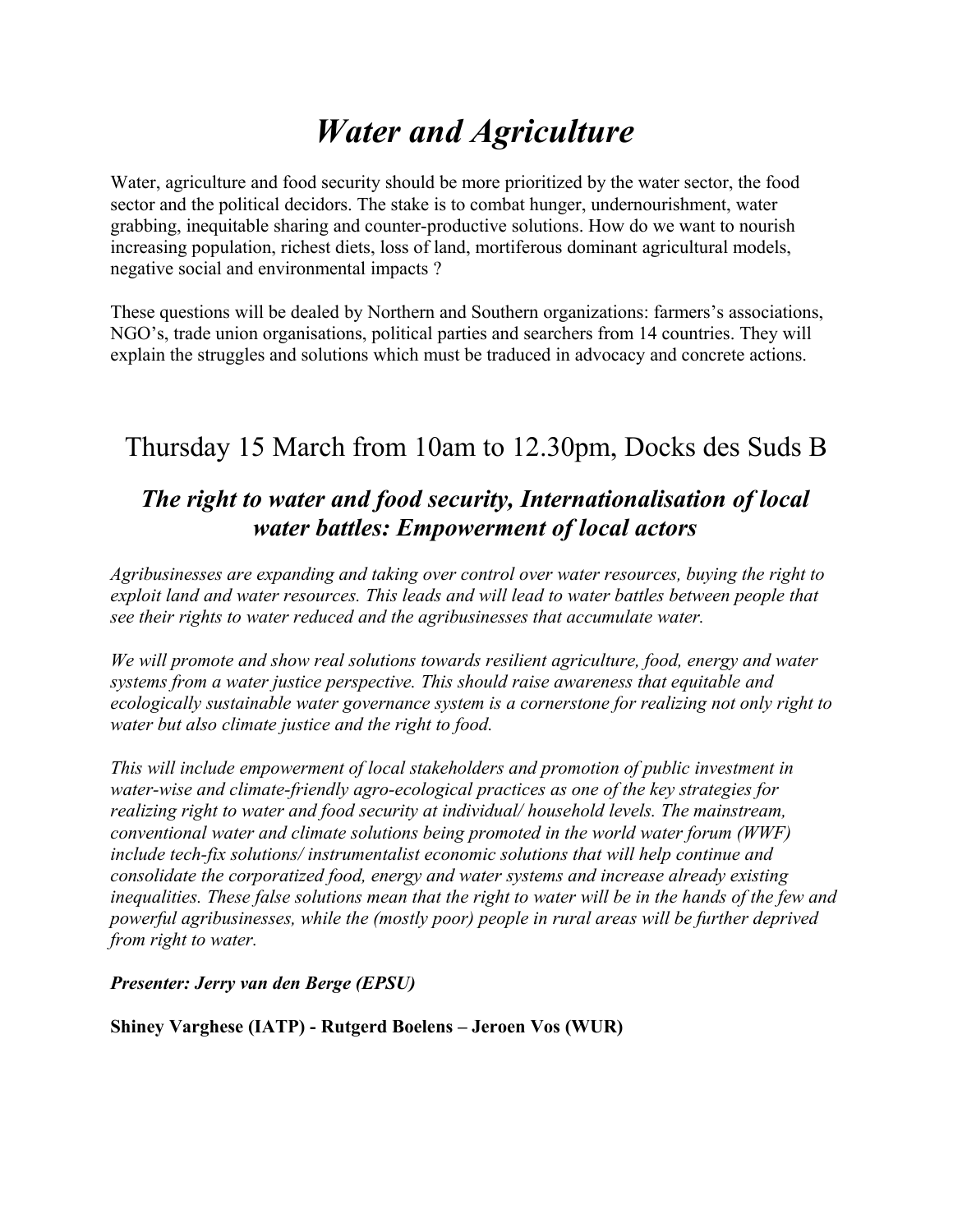# *Water and Agriculture*

Water, agriculture and food security should be more prioritized by the water sector, the food sector and the political decidors. The stake is to combat hunger, undernourishment, water grabbing, inequitable sharing and counter-productive solutions. How do we want to nourish increasing population, richest diets, loss of land, mortiferous dominant agricultural models, negative social and environmental impacts ?

These questions will be dealed by Northern and Southern organizations: farmers's associations, NGO's, trade union organisations, political parties and searchers from 14 countries. They will explain the struggles and solutions which must be traduced in advocacy and concrete actions.

## Thursday 15 March from 10am to 12.30pm, Docks des Suds B

### *The right to water and food security, Internationalisation of local water battles: Empowerment of local actors*

*Agribusinesses are expanding and taking over control over water resources, buying the right to exploit land and water resources. This leads and will lead to water battles between people that see their rights to water reduced and the agribusinesses that accumulate water.*

*We will promote and show real solutions towards resilient agriculture, food, energy and water systems from a water justice perspective. This should raise awareness that equitable and ecologically sustainable water governance system is a cornerstone for realizing not only right to water but also climate justice and the right to food.*

*This will include empowerment of local stakeholders and promotion of public investment in water-wise and climate-friendly agro-ecological practices as one of the key strategies for realizing right to water and food security at individual/ household levels. The mainstream, conventional water and climate solutions being promoted in the world water forum (WWF) include tech-fix solutions/ instrumentalist economic solutions that will help continue and consolidate the corporatized food, energy and water systems and increase already existing inequalities. These false solutions mean that the right to water will be in the hands of the few and powerful agribusinesses, while the (mostly poor) people in rural areas will be further deprived from right to water.*

***Presenter: Jerry van den Berge (EPSU)***

**Shiney Varghese (IATP) - Rutgerd Boelens – Jeroen Vos (WUR)**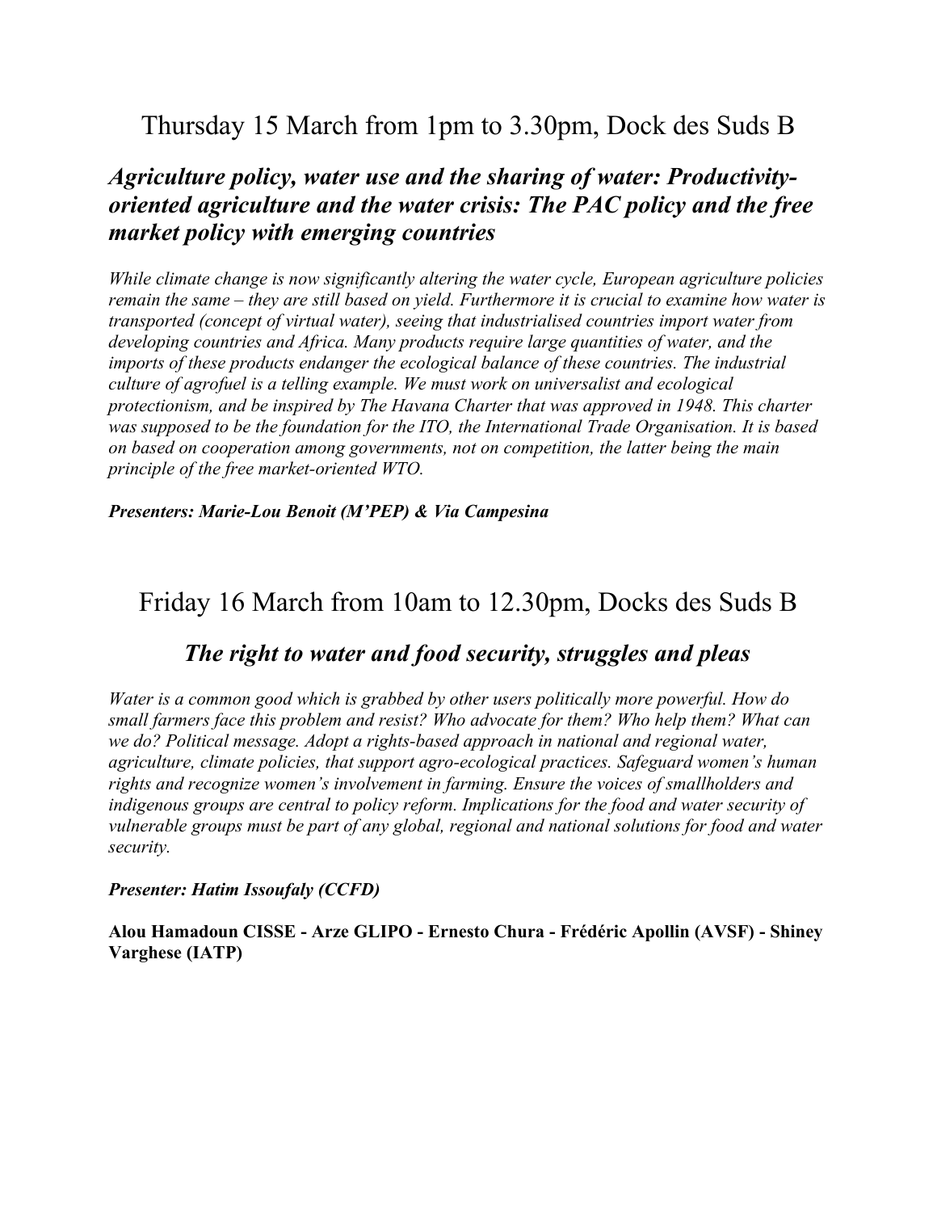## Thursday 15 March from 1pm to 3.30pm, Dock des Suds B

### *Agriculture policy, water use and the sharing of water: Productivity-oriented agriculture and the water crisis: The PAC policy and the free market policy with emerging countries*

*While climate change is now significantly altering the water cycle, European agriculture policies remain the same – they are still based on yield. Furthermore it is crucial to examine how water is transported (concept of virtual water), seeing that industrialised countries import water from developing countries and Africa. Many products require large quantities of water, and the imports of these products endanger the ecological balance of these countries. The industrial culture of agrofuel is a telling example. We must work on universalist and ecological protectionism, and be inspired by The Havana Charter that was approved in 1948. This charter was supposed to be the foundation for the ITO, the International Trade Organisation. It is based on based on cooperation among governments, not on competition, the latter being the main principle of the free market-oriented WTO.*

***Presenters: Marie-Lou Benoit (M'PEP) & Via Campesina***

## Friday 16 March from 10am to 12.30pm, Docks des Suds B

### *The right to water and food security, struggles and pleas*

*Water is a common good which is grabbed by other users politically more powerful. How do small farmers face this problem and resist? Who advocate for them? Who help them? What can we do? Political message. Adopt a rights-based approach in national and regional water, agriculture, climate policies, that support agro-ecological practices. Safeguard women's human rights and recognize women's involvement in farming. Ensure the voices of smallholders and indigenous groups are central to policy reform. Implications for the food and water security of vulnerable groups must be part of any global, regional and national solutions for food and water security.*

***Presenter: Hatim Issoufaly (CCFD)***

**Alou Hamadoun CISSE - Arze GLIPO - Ernesto Chura - Frédéric Apollin (AVSF) - Shiney Varghese (IATP)**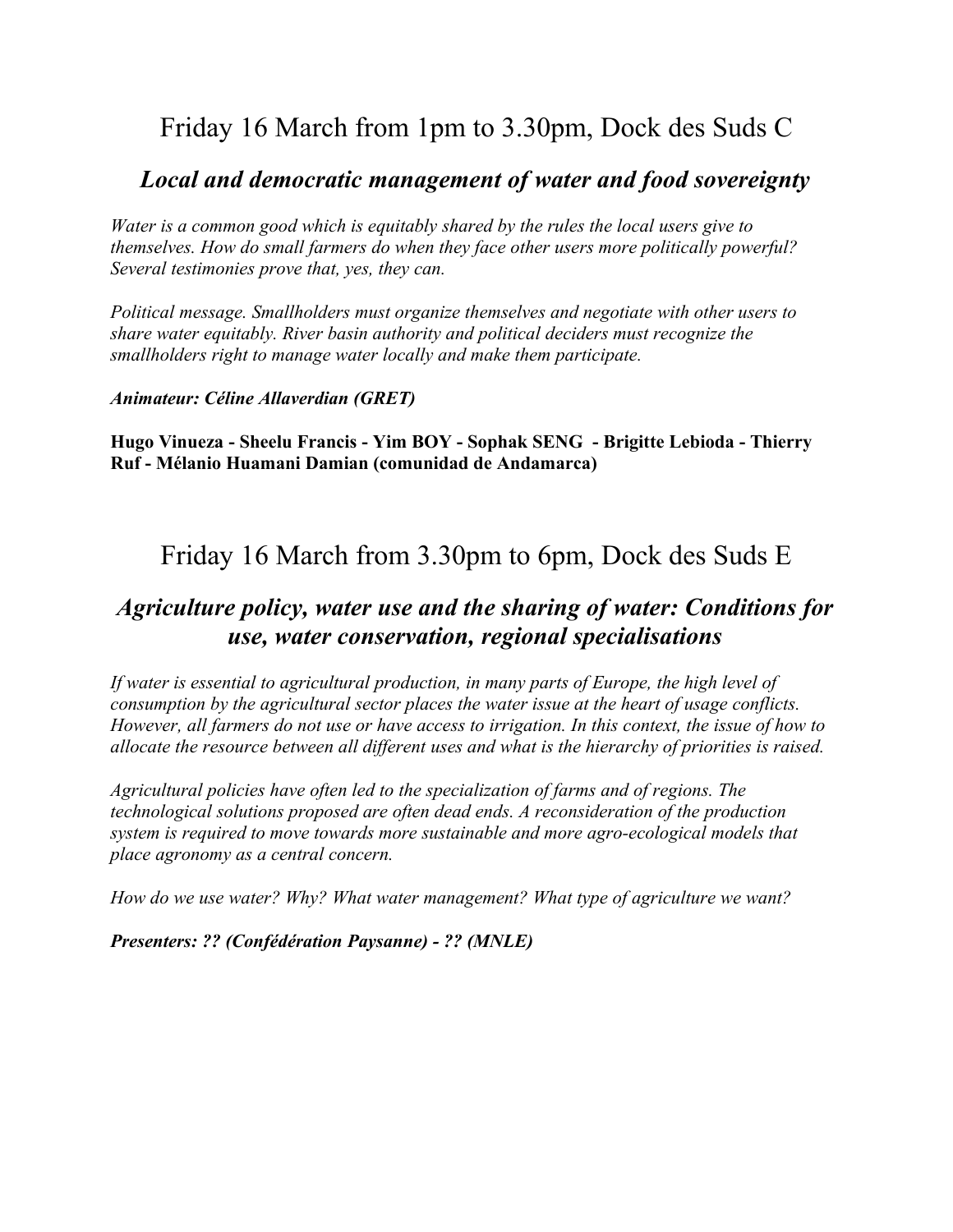## Friday 16 March from 1pm to 3.30pm, Dock des Suds C

### *Local and democratic management of water and food sovereignty*

*Water is a common good which is equitably shared by the rules the local users give to themselves. How do small farmers do when they face other users more politically powerful? Several testimonies prove that, yes, they can.*

*Political message. Smallholders must organize themselves and negotiate with other users to share water equitably. River basin authority and political deciders must recognize the smallholders right to manage water locally and make them participate.*

***Animateur: Céline Allaverdian (GRET)***

**Hugo Vinueza - Sheelu Francis - Yim BOY - Sophak SENG - Brigitte Lebioda - Thierry Ruf - Mélanio Huamani Damian (comunidad de Andamarca)**

## Friday 16 March from 3.30pm to 6pm, Dock des Suds E

### *Agriculture policy, water use and the sharing of water: Conditions for use, water conservation, regional specialisations*

*If water is essential to agricultural production, in many parts of Europe, the high level of consumption by the agricultural sector places the water issue at the heart of usage conflicts. However, all farmers do not use or have access to irrigation. In this context, the issue of how to allocate the resource between all different uses and what is the hierarchy of priorities is raised.*

*Agricultural policies have often led to the specialization of farms and of regions. The technological solutions proposed are often dead ends. A reconsideration of the production system is required to move towards more sustainable and more agro-ecological models that place agronomy as a central concern.*

*How do we use water? Why? What water management? What type of agriculture we want?*

***Presenters: ?? (Confédération Paysanne) - ?? (MNLE)***